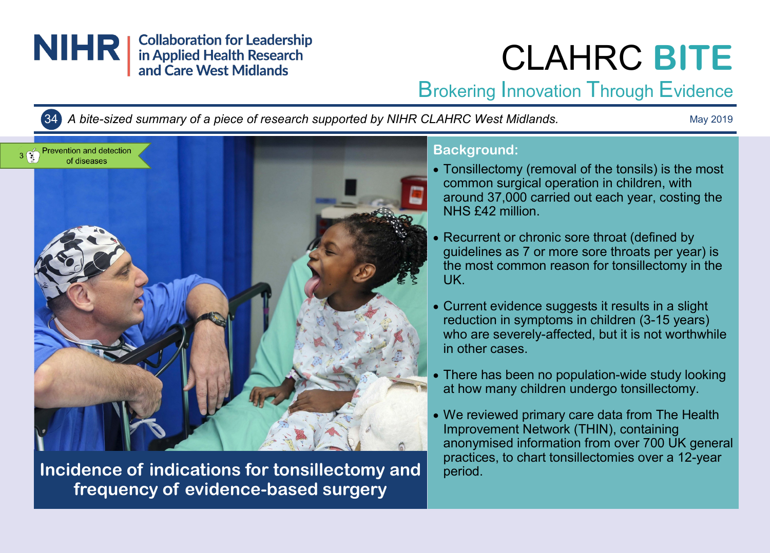NIHR | Collaboration for Leadership in Applied Health Research and Care West Midlands

# CLAHRC **BITE**

## Brokering Innovation Through Evidence

34 *A bite-sized summary of a piece of research supported by NIHR CLAHRC West Midlands.*

May 2019

3 Prevention and detection of diseases

# Incidence of indications for tonsillectomy and frequency of evidence-based surgery

## Background:

- Tonsillectomy (removal of the tonsils) is the most common surgical operation in children, with around 37,000 carried out each year, costing the NHS £42 million.
- Recurrent or chronic sore throat (defined by guidelines as 7 or more sore throats per year) is the most common reason for tonsillectomy in the UK.
- Current evidence suggests it results in a slight reduction in symptoms in children (3-15 years) who are severely-affected, but it is not worthwhile in other cases.
- There has been no population-wide study looking at how many children undergo tonsillectomy.
- We reviewed primary care data from The Health Improvement Network (THIN), containing anonymised information from over 700 UK general practices, to chart tonsillectomies over a 12-year period.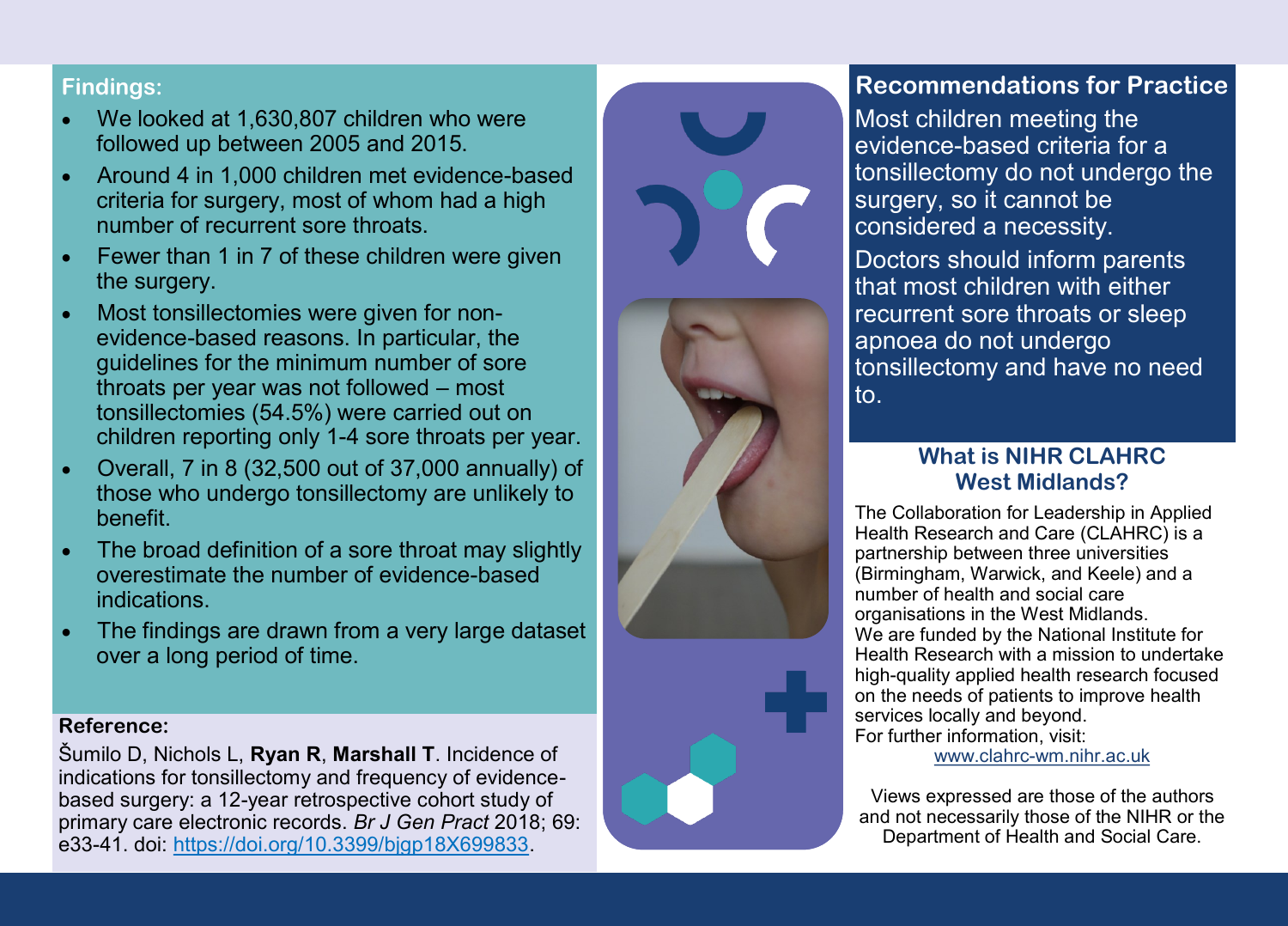## Findings:

- We looked at 1,630,807 children who were followed up between 2005 and 2015.
- Around 4 in 1,000 children met evidence-based criteria for surgery, most of whom had a high number of recurrent sore throats.
- Fewer than 1 in 7 of these children were given the surgery.
- Most tonsillectomies were given for non-evidence-based reasons. In particular, the guidelines for the minimum number of sore throats per year was not followed – most tonsillectomies (54.5%) were carried out on children reporting only 1-4 sore throats per year.
- Overall, 7 in 8 (32,500 out of 37,000 annually) of those who undergo tonsillectomy are unlikely to benefit.
- The broad definition of a sore throat may slightly overestimate the number of evidence-based indications.
- The findings are drawn from a very large dataset over a long period of time.

**Reference:**

Šumilo D, Nichols L, **Ryan R**, **Marshall T**. Incidence of indications for tonsillectomy and frequency of evidence-based surgery: a 12-year retrospective cohort study of primary care electronic records. *Br J Gen Pract* 2018; 69: e33-41. doi: https://doi.org/10.3399/bjgp18X699833.

## Recommendations for Practice

Most children meeting the evidence-based criteria for a tonsillectomy do not undergo the surgery, so it cannot be considered a necessity.

Doctors should inform parents that most children with either recurrent sore throats or sleep apnoea do not undergo tonsillectomy and have no need to.

### What is NIHR CLAHRC West Midlands?

The Collaboration for Leadership in Applied Health Research and Care (CLAHRC) is a partnership between three universities (Birmingham, Warwick, and Keele) and a number of health and social care organisations in the West Midlands.
We are funded by the National Institute for Health Research with a mission to undertake high-quality applied health research focused on the needs of patients to improve health services locally and beyond.
For further information, visit:
www.clahrc-wm.nihr.ac.uk

Views expressed are those of the authors and not necessarily those of the NIHR or the Department of Health and Social Care.